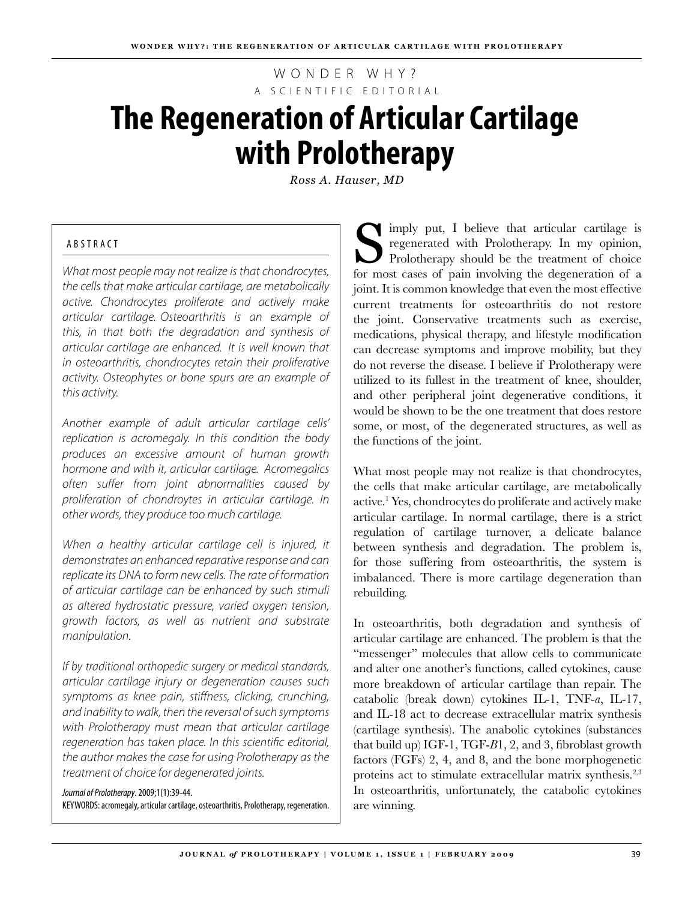WONDER WHY?

A SCIENTIFIC EDITORIAL

# The Regeneration of Articular Cartilage with Prolotherapy

*Ross A. Hauser, MD*

## ABSTRACT

*What most people may not realize is that chondrocytes, the cells that make articular cartilage, are metabolically active. Chondrocytes proliferate and actively make articular cartilage. Osteoarthritis is an example of this, in that both the degradation and synthesis of articular cartilage are enhanced. It is well known that in osteoarthritis, chondrocytes retain their proliferative activity. Osteophytes or bone spurs are an example of this activity.*

*Another example of adult articular cartilage cells' replication is acromegaly. In this condition the body produces an excessive amount of human growth hormone and with it, articular cartilage. Acromegalics often suffer from joint abnormalities caused by proliferation of chondroytes in articular cartilage. In other words, they produce too much cartilage.*

*When a healthy articular cartilage cell is injured, it demonstrates an enhanced reparative response and can replicate its DNA to form new cells. The rate of formation of articular cartilage can be enhanced by such stimuli as altered hydrostatic pressure, varied oxygen tension, growth factors, as well as nutrient and substrate manipulation.*

*If by traditional orthopedic surgery or medical standards, articular cartilage injury or degeneration causes such symptoms as knee pain, stiffness, clicking, crunching, and inability to walk, then the reversal of such symptoms with Prolotherapy must mean that articular cartilage regeneration has taken place. In this scientific editorial, the author makes the case for using Prolotherapy as the treatment of choice for degenerated joints.*

*Journal of Prolotherapy*. 2009;1(1):39-44.

KEYWORDS: acromegaly, articular cartilage, osteoarthritis, Prolotherapy, regeneration.

Simply put, I believe that articular cartilage is regenerated with Prolotherapy. In my opinion, Prolotherapy should be the treatment of choice for most cases of pain involving the degeneration of a joint. It is common knowledge that even the most effective current treatments for osteoarthritis do not restore the joint. Conservative treatments such as exercise, medications, physical therapy, and lifestyle modification can decrease symptoms and improve mobility, but they do not reverse the disease. I believe if Prolotherapy were utilized to its fullest in the treatment of knee, shoulder, and other peripheral joint degenerative conditions, it would be shown to be the one treatment that does restore some, or most, of the degenerated structures, as well as the functions of the joint.

What most people may not realize is that chondrocytes, the cells that make articular cartilage, are metabolically active.[1] Yes, chondrocytes do proliferate and actively make articular cartilage. In normal cartilage, there is a strict regulation of cartilage turnover, a delicate balance between synthesis and degradation. The problem is, for those suffering from osteoarthritis, the system is imbalanced. There is more cartilage degeneration than rebuilding.

In osteoarthritis, both degradation and synthesis of articular cartilage are enhanced. The problem is that the "messenger" molecules that allow cells to communicate and alter one another's functions, called cytokines, cause more breakdown of articular cartilage than repair. The catabolic (break down) cytokines IL-1, TNF-*a*, IL-17, and IL-18 act to decrease extracellular matrix synthesis (cartilage synthesis). The anabolic cytokines (substances that build up) IGF-1, TGF-*B*1, 2, and 3, fibroblast growth factors (FGFs) 2, 4, and 8, and the bone morphogenetic proteins act to stimulate extracellular matrix synthesis.[2,3] In osteoarthritis, unfortunately, the catabolic cytokines are winning.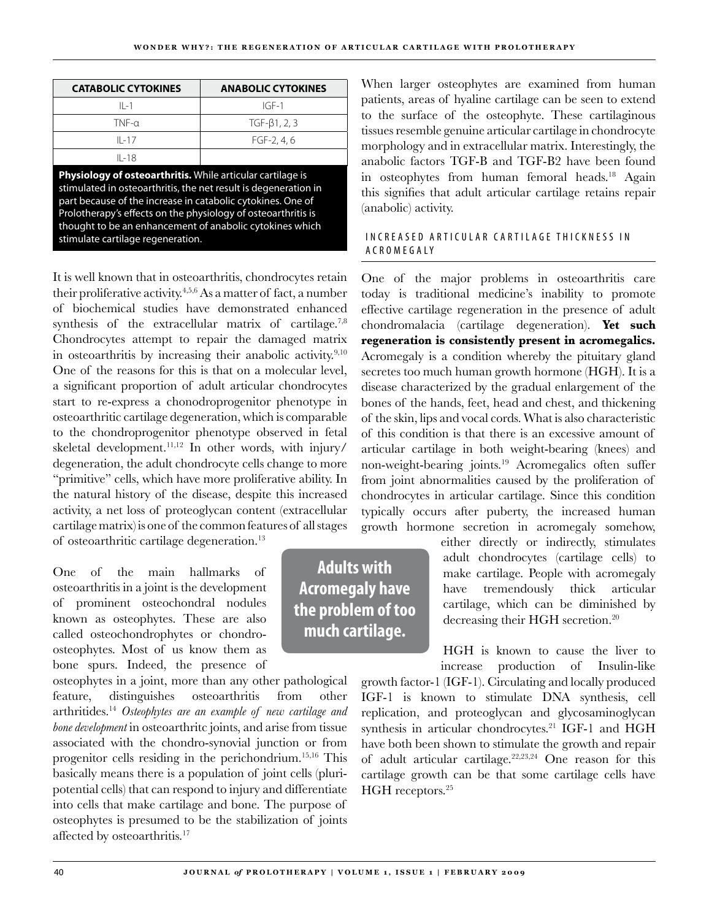| CATABOLIC CYTOKINES | ANABOLIC CYTOKINES |
|---|---|
| IL-1 | IGF-1 |
| TNF-α | TGF-β1, 2, 3 |
| IL-17 | FGF-2, 4, 6 |
| IL-18 | |

**Physiology of osteoarthritis.** While articular cartilage is stimulated in osteoarthritis, the net result is degeneration in part because of the increase in catabolic cytokines. One of Prolotherapy's effects on the physiology of osteoarthritis is thought to be an enhancement of anabolic cytokines which stimulate cartilage regeneration.

It is well known that in osteoarthritis, chondrocytes retain their proliferative activity.[4,5,6] As a matter of fact, a number of biochemical studies have demonstrated enhanced synthesis of the extracellular matrix of cartilage.[7,8] Chondrocytes attempt to repair the damaged matrix in osteoarthritis by increasing their anabolic activity.[9,10] One of the reasons for this is that on a molecular level, a significant proportion of adult articular chondrocytes start to re-express a chonodroprogenitor phenotype in osteoarthritic cartilage degeneration, which is comparable to the chondroprogenitor phenotype observed in fetal skeletal development.[11,12] In other words, with injury/degeneration, the adult chondrocyte cells change to more "primitive" cells, which have more proliferative ability. In the natural history of the disease, despite this increased activity, a net loss of proteoglycan content (extracellular cartilage matrix) is one of the common features of all stages of osteoarthritic cartilage degeneration.[13]

One of the main hallmarks of osteoarthritis in a joint is the development of prominent osteochondral nodules known as osteophytes. These are also called osteochondrophytes or chondro-osteophytes. Most of us know them as bone spurs. Indeed, the presence of osteophytes in a joint, more than any other pathological feature, distinguishes osteoarthritis from other arthritides.[14] *Osteophytes are an example of new cartilage and bone development* in osteoarthritc joints, and arise from tissue associated with the chondro-synovial junction or from progenitor cells residing in the perichondrium.[15,16] This basically means there is a population of joint cells (pluripotential cells) that can respond to injury and differentiate into cells that make cartilage and bone. The purpose of osteophytes is presumed to be the stabilization of joints affected by osteoarthritis.[17]

**Adults with Acromegaly have the problem of too much cartilage.**

When larger osteophytes are examined from human patients, areas of hyaline cartilage can be seen to extend to the surface of the osteophyte. These cartilaginous tissues resemble genuine articular cartilage in chondrocyte morphology and in extracellular matrix. Interestingly, the anabolic factors TGF-B and TGF-B2 have been found in osteophytes from human femoral heads.[18] Again this signifies that adult articular cartilage retains repair (anabolic) activity.

## INCREASED ARTICULAR CARTILAGE THICKNESS IN ACROMEGALY

One of the major problems in osteoarthritis care today is traditional medicine's inability to promote effective cartilage regeneration in the presence of adult chondromalacia (cartilage degeneration). **Yet such regeneration is consistently present in acromegalics.** Acromegaly is a condition whereby the pituitary gland secretes too much human growth hormone (HGH). It is a disease characterized by the gradual enlargement of the bones of the hands, feet, head and chest, and thickening of the skin, lips and vocal cords. What is also characteristic of this condition is that there is an excessive amount of articular cartilage in both weight-bearing (knees) and non-weight-bearing joints.[19] Acromegalics often suffer from joint abnormalities caused by the proliferation of chondrocytes in articular cartilage. Since this condition typically occurs after puberty, the increased human growth hormone secretion in acromegaly somehow, either directly or indirectly, stimulates adult chondrocytes (cartilage cells) to make cartilage. People with acromegaly have tremendously thick articular cartilage, which can be diminished by decreasing their HGH secretion.[20]

HGH is known to cause the liver to increase production of Insulin-like growth factor-1 (IGF-1). Circulating and locally produced IGF-1 is known to stimulate DNA synthesis, cell replication, and proteoglycan and glycosaminoglycan synthesis in articular chondrocytes.[21] IGF-1 and HGH have both been shown to stimulate the growth and repair of adult articular cartilage.[22,23,24] One reason for this cartilage growth can be that some cartilage cells have HGH receptors.[25]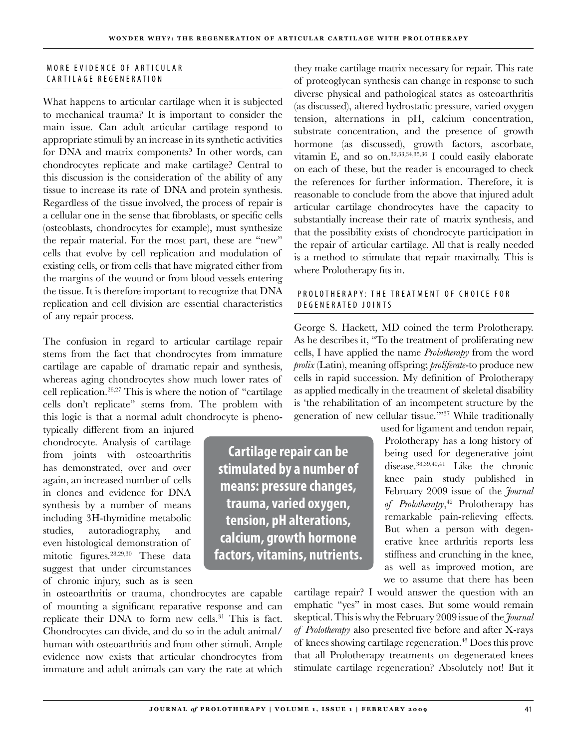## MORE EVIDENCE OF ARTICULAR CARTILAGE REGENERATION

What happens to articular cartilage when it is subjected to mechanical trauma? It is important to consider the main issue. Can adult articular cartilage respond to appropriate stimuli by an increase in its synthetic activities for DNA and matrix components? In other words, can chondrocytes replicate and make cartilage? Central to this discussion is the consideration of the ability of any tissue to increase its rate of DNA and protein synthesis. Regardless of the tissue involved, the process of repair is a cellular one in the sense that fibroblasts, or specific cells (osteoblasts, chondrocytes for example), must synthesize the repair material. For the most part, these are "new" cells that evolve by cell replication and modulation of existing cells, or from cells that have migrated either from the margins of the wound or from blood vessels entering the tissue. It is therefore important to recognize that DNA replication and cell division are essential characteristics of any repair process.

The confusion in regard to articular cartilage repair stems from the fact that chondrocytes from immature cartilage are capable of dramatic repair and synthesis, whereas aging chondrocytes show much lower rates of cell replication.[26,27] This is where the notion of "cartilage cells don't replicate" stems from. The problem with this logic is that a normal adult chondrocyte is phenotypically different from an injured chondrocyte. Analysis of cartilage from joints with osteoarthritis has demonstrated, over and over again, an increased number of cells in clones and evidence for DNA synthesis by a number of means including 3H-thymidine metabolic studies, autoradiography, and even histological demonstration of mitotic figures.[28,29,30] These data suggest that under circumstances of chronic injury, such as is seen in osteoarthritis or trauma, chondrocytes are capable of mounting a significant reparative response and can replicate their DNA to form new cells.[31] This is fact. Chondrocytes can divide, and do so in the adult animal/human with osteoarthritis and from other stimuli. Ample evidence now exists that articular chondrocytes from immature and adult animals can vary the rate at which they make cartilage matrix necessary for repair. This rate of proteoglycan synthesis can change in response to such diverse physical and pathological states as osteoarthritis (as discussed), altered hydrostatic pressure, varied oxygen tension, alternations in pH, calcium concentration, substrate concentration, and the presence of growth hormone (as discussed), growth factors, ascorbate, vitamin E, and so on.[32,33,34,35,36] I could easily elaborate on each of these, but the reader is encouraged to check the references for further information. Therefore, it is reasonable to conclude from the above that injured adult articular cartilage chondrocytes have the capacity to substantially increase their rate of matrix synthesis, and that the possibility exists of chondrocyte participation in the repair of articular cartilage. All that is really needed is a method to stimulate that repair maximally. This is where Prolotherapy fits in.

**Cartilage repair can be stimulated by a number of means: pressure changes, trauma, varied oxygen, tension, pH alterations, calcium, growth hormone factors, vitamins, nutrients.**

## PROLOTHERAPY: THE TREATMENT OF CHOICE FOR DEGENERATED JOINTS

George S. Hackett, MD coined the term Prolotherapy. As he describes it, "To the treatment of proliferating new cells, I have applied the name *Prolotherapy* from the word *prolix* (Latin), meaning offspring; *proliferate*-to produce new cells in rapid succession. My definition of Prolotherapy as applied medically in the treatment of skeletal disability is 'the rehabilitation of an incompetent structure by the generation of new cellular tissue.'"[37] While traditionally used for ligament and tendon repair, Prolotherapy has a long history of being used for degenerative joint disease.[38,39,40,41] Like the chronic knee pain study published in February 2009 issue of the *Journal of Prolotherapy*,[42] Prolotherapy has remarkable pain-relieving effects. But when a person with degenerative knee arthritis reports less stiffness and crunching in the knee, as well as improved motion, are we to assume that there has been cartilage repair? I would answer the question with an emphatic "yes" in most cases. But some would remain skeptical. This is why the February 2009 issue of the *Journal of Prolotherapy* also presented five before and after X-rays of knees showing cartilage regeneration.[43] Does this prove that all Prolotherapy treatments on degenerated knees stimulate cartilage regeneration? Absolutely not! But it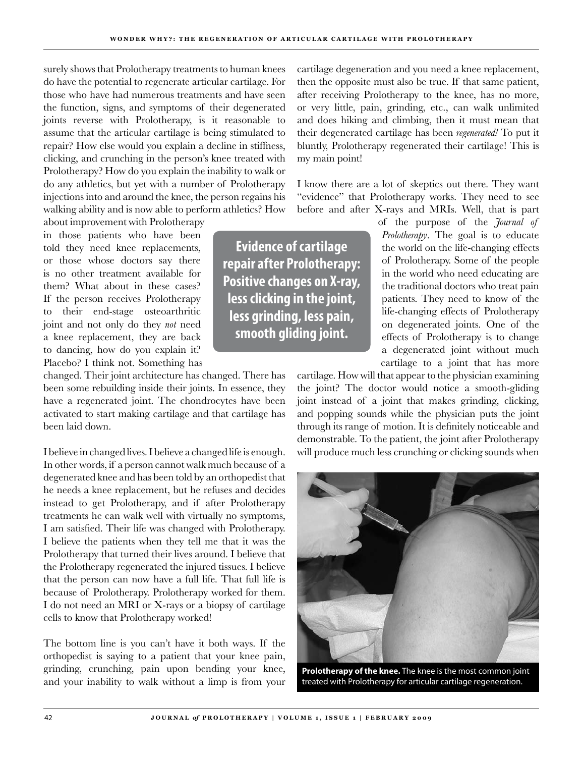surely shows that Prolotherapy treatments to human knees do have the potential to regenerate articular cartilage. For those who have had numerous treatments and have seen the function, signs, and symptoms of their degenerated joints reverse with Prolotherapy, is it reasonable to assume that the articular cartilage is being stimulated to repair? How else would you explain a decline in stiffness, clicking, and crunching in the person's knee treated with Prolotherapy? How do you explain the inability to walk or do any athletics, but yet with a number of Prolotherapy injections into and around the knee, the person regains his walking ability and is now able to perform athletics? How about improvement with Prolotherapy in those patients who have been told they need knee replacements, or those whose doctors say there is no other treatment available for them? What about in these cases? If the person receives Prolotherapy to their end-stage osteoarthritic joint and not only do they *not* need a knee replacement, they are back to dancing, how do you explain it? Placebo? I think not. Something has changed. Their joint architecture has changed. There has been some rebuilding inside their joints. In essence, they have a regenerated joint. The chondrocytes have been activated to start making cartilage and that cartilage has been laid down.

**Evidence of cartilage repair after Prolotherapy: Positive changes on X-ray, less clicking in the joint, less grinding, less pain, smooth gliding joint.**

I believe in changed lives. I believe a changed life is enough. In other words, if a person cannot walk much because of a degenerated knee and has been told by an orthopedist that he needs a knee replacement, but he refuses and decides instead to get Prolotherapy, and if after Prolotherapy treatments he can walk well with virtually no symptoms, I am satisfied. Their life was changed with Prolotherapy. I believe the patients when they tell me that it was the Prolotherapy that turned their lives around. I believe that the Prolotherapy regenerated the injured tissues. I believe that the person can now have a full life. That full life is because of Prolotherapy. Prolotherapy worked for them. I do not need an MRI or X-rays or a biopsy of cartilage cells to know that Prolotherapy worked!

The bottom line is you can't have it both ways. If the orthopedist is saying to a patient that your knee pain, grinding, crunching, pain upon bending your knee, and your inability to walk without a limp is from your cartilage degeneration and you need a knee replacement, then the opposite must also be true. If that same patient, after receiving Prolotherapy to the knee, has no more, or very little, pain, grinding, etc., can walk unlimited and does hiking and climbing, then it must mean that their degenerated cartilage has been *regenerated!* To put it bluntly, Prolotherapy regenerated their cartilage! This is my main point!

I know there are a lot of skeptics out there. They want "evidence" that Prolotherapy works. They need to see before and after X-rays and MRIs. Well, that is part of the purpose of the *Journal of Prolotherapy*. The goal is to educate the world on the life-changing effects of Prolotherapy. Some of the people in the world who need educating are the traditional doctors who treat pain patients. They need to know of the life-changing effects of Prolotherapy on degenerated joints. One of the effects of Prolotherapy is to change a degenerated joint without much cartilage to a joint that has more cartilage. How will that appear to the physician examining the joint? The doctor would notice a smooth-gliding joint instead of a joint that makes grinding, clicking, and popping sounds while the physician puts the joint through its range of motion. It is definitely noticeable and demonstrable. To the patient, the joint after Prolotherapy will produce much less crunching or clicking sounds when

**Prolotherapy of the knee.** The knee is the most common joint treated with Prolotherapy for articular cartilage regeneration.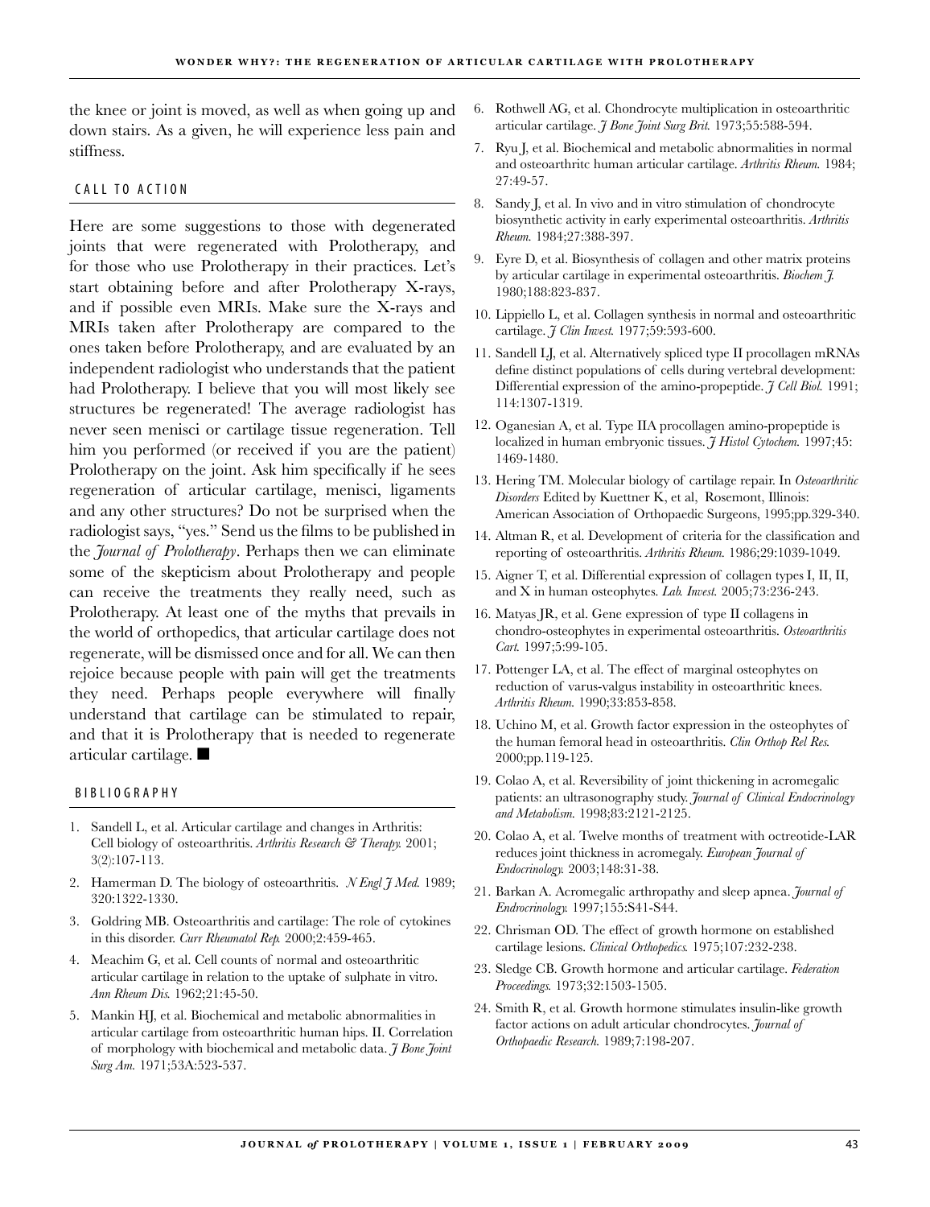the knee or joint is moved, as well as when going up and down stairs. As a given, he will experience less pain and stiffness.

## CALL TO ACTION

Here are some suggestions to those with degenerated joints that were regenerated with Prolotherapy, and for those who use Prolotherapy in their practices. Let's start obtaining before and after Prolotherapy X-rays, and if possible even MRIs. Make sure the X-rays and MRIs taken after Prolotherapy are compared to the ones taken before Prolotherapy, and are evaluated by an independent radiologist who understands that the patient had Prolotherapy. I believe that you will most likely see structures be regenerated! The average radiologist has never seen menisci or cartilage tissue regeneration. Tell him you performed (or received if you are the patient) Prolotherapy on the joint. Ask him specifically if he sees regeneration of articular cartilage, menisci, ligaments and any other structures? Do not be surprised when the radiologist says, "yes." Send us the films to be published in the *Journal of Prolotherapy*. Perhaps then we can eliminate some of the skepticism about Prolotherapy and people can receive the treatments they really need, such as Prolotherapy. At least one of the myths that prevails in the world of orthopedics, that articular cartilage does not regenerate, will be dismissed once and for all. We can then rejoice because people with pain will get the treatments they need. Perhaps people everywhere will finally understand that cartilage can be stimulated to repair, and that it is Prolotherapy that is needed to regenerate articular cartilage. ■

## BIBLIOGRAPHY

1. Sandell L, et al. Articular cartilage and changes in Arthritis: Cell biology of osteoarthritis. *Arthritis Research & Therapy.* 2001; 3(2):107-113.
2. Hamerman D. The biology of osteoarthritis. *N Engl J Med.* 1989; 320:1322-1330.
3. Goldring MB. Osteoarthritis and cartilage: The role of cytokines in this disorder. *Curr Rheumatol Rep.* 2000;2:459-465.
4. Meachim G, et al. Cell counts of normal and osteoarthritic articular cartilage in relation to the uptake of sulphate in vitro. *Ann Rheum Dis.* 1962;21:45-50.
5. Mankin HJ, et al. Biochemical and metabolic abnormalities in articular cartilage from osteoarthritic human hips. II. Correlation of morphology with biochemical and metabolic data. *J Bone Joint Surg Am.* 1971;53A:523-537.
6. Rothwell AG, et al. Chondrocyte multiplication in osteoarthritic articular cartilage. *J Bone Joint Surg Brit.* 1973;55:588-594.
7. Ryu J, et al. Biochemical and metabolic abnormalities in normal and osteoarthritc human articular cartilage. *Arthritis Rheum.* 1984; 27:49-57.
8. Sandy J, et al. In vivo and in vitro stimulation of chondrocyte biosynthetic activity in early experimental osteoarthritis. *Arthritis Rheum.* 1984;27:388-397.
9. Eyre D, et al. Biosynthesis of collagen and other matrix proteins by articular cartilage in experimental osteoarthritis. *Biochem J.* 1980;188:823-837.
10. Lippiello L, et al. Collagen synthesis in normal and osteoarthritic cartilage. *J Clin Invest.* 1977;59:593-600.
11. Sandell LJ, et al. Alternatively spliced type II procollagen mRNAs define distinct populations of cells during vertebral development: Differential expression of the amino-propeptide. *J Cell Biol.* 1991; 114:1307-1319.
12. Oganesian A, et al. Type IIA procollagen amino-propeptide is localized in human embryonic tissues. *J Histol Cytochem.* 1997;45: 1469-1480.
13. Hering TM. Molecular biology of cartilage repair. In *Osteoarthritic Disorders* Edited by Kuettner K, et al, Rosemont, Illinois: American Association of Orthopaedic Surgeons, 1995;pp.329-340.
14. Altman R, et al. Development of criteria for the classification and reporting of osteoarthritis. *Arthritis Rheum.* 1986;29:1039-1049.
15. Aigner T, et al. Differential expression of collagen types I, II, II, and X in human osteophytes. *Lab. Invest.* 2005;73:236-243.
16. Matyas JR, et al. Gene expression of type II collagens in chondro-osteophytes in experimental osteoarthritis. *Osteoarthritis Cart.* 1997;5:99-105.
17. Pottenger LA, et al. The effect of marginal osteophytes on reduction of varus-valgus instability in osteoarthritic knees. *Arthritis Rheum.* 1990;33:853-858.
18. Uchino M, et al. Growth factor expression in the osteophytes of the human femoral head in osteoarthritis. *Clin Orthop Rel Res.* 2000;pp.119-125.
19. Colao A, et al. Reversibility of joint thickening in acromegalic patients: an ultrasonography study. *Journal of Clinical Endocrinology and Metabolism.* 1998;83:2121-2125.
20. Colao A, et al. Twelve months of treatment with octreotide-LAR reduces joint thickness in acromegaly. *European Journal of Endocrinology.* 2003;148:31-38.
21. Barkan A. Acromegalic arthropathy and sleep apnea. *Journal of Endrocrinology.* 1997;155:S41-S44.
22. Chrisman OD. The effect of growth hormone on established cartilage lesions. *Clinical Orthopedics.* 1975;107:232-238.
23. Sledge CB. Growth hormone and articular cartilage. *Federation Proceedings.* 1973;32:1503-1505.
24. Smith R, et al. Growth hormone stimulates insulin-like growth factor actions on adult articular chondrocytes. *Journal of Orthopaedic Research.* 1989;7:198-207.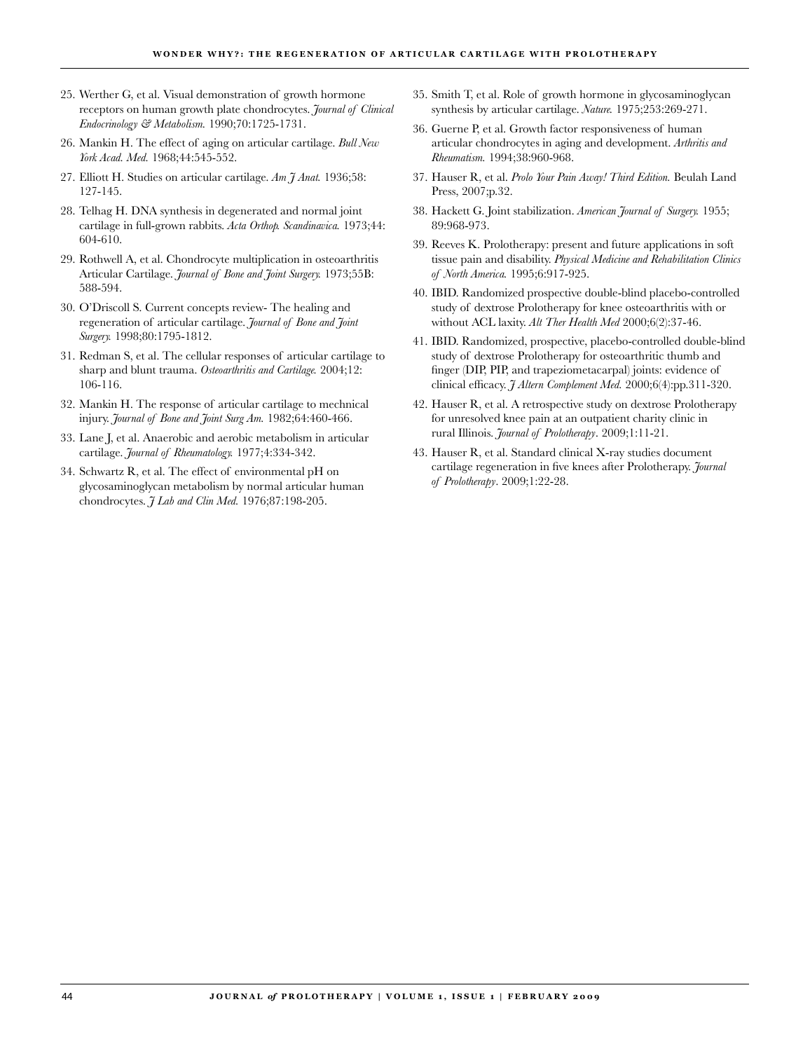25. Werther G, et al. Visual demonstration of growth hormone receptors on human growth plate chondrocytes. *Journal of Clinical Endocrinology & Metabolism.* 1990;70:1725-1731.
26. Mankin H. The effect of aging on articular cartilage. *Bull New York Acad. Med.* 1968;44:545-552.
27. Elliott H. Studies on articular cartilage. *Am J Anat.* 1936;58: 127-145.
28. Telhag H. DNA synthesis in degenerated and normal joint cartilage in full-grown rabbits. *Acta Orthop. Scandinavica.* 1973;44: 604-610.
29. Rothwell A, et al. Chondrocyte multiplication in osteoarthritis Articular Cartilage. *Journal of Bone and Joint Surgery.* 1973;55B: 588-594.
30. O'Driscoll S. Current concepts review- The healing and regeneration of articular cartilage. *Journal of Bone and Joint Surgery.* 1998;80:1795-1812.
31. Redman S, et al. The cellular responses of articular cartilage to sharp and blunt trauma. *Osteoarthritis and Cartilage.* 2004;12: 106-116.
32. Mankin H. The response of articular cartilage to mechnical injury. *Journal of Bone and Joint Surg Am.* 1982;64:460-466.
33. Lane J, et al. Anaerobic and aerobic metabolism in articular cartilage. *Journal of Rheumatology.* 1977;4:334-342.
34. Schwartz R, et al. The effect of environmental pH on glycosaminoglycan metabolism by normal articular human chondrocytes. *J Lab and Clin Med.* 1976;87:198-205.
35. Smith T, et al. Role of growth hormone in glycosaminoglycan synthesis by articular cartilage. *Nature.* 1975;253:269-271.
36. Guerne P, et al. Growth factor responsiveness of human articular chondrocytes in aging and development. *Arthritis and Rheumatism.* 1994;38:960-968.
37. Hauser R, et al. *Prolo Your Pain Away! Third Edition.* Beulah Land Press, 2007;p.32.
38. Hackett G. Joint stabilization. *American Journal of Surgery.* 1955; 89:968-973.
39. Reeves K. Prolotherapy: present and future applications in soft tissue pain and disability. *Physical Medicine and Rehabilitation Clinics of North America.* 1995;6:917-925.
40. IBID. Randomized prospective double-blind placebo-controlled study of dextrose Prolotherapy for knee osteoarthritis with or without ACL laxity. *Alt Ther Health Med* 2000;6(2):37-46.
41. IBID. Randomized, prospective, placebo-controlled double-blind study of dextrose Prolotherapy for osteoarthritic thumb and finger (DIP, PIP, and trapeziometacarpal) joints: evidence of clinical efficacy. *J Altern Complement Med.* 2000;6(4):pp.311-320.
42. Hauser R, et al. A retrospective study on dextrose Prolotherapy for unresolved knee pain at an outpatient charity clinic in rural Illinois. *Journal of Prolotherapy*. 2009;1:11-21.
43. Hauser R, et al. Standard clinical X-ray studies document cartilage regeneration in five knees after Prolotherapy. *Journal of Prolotherapy*. 2009;1:22-28.